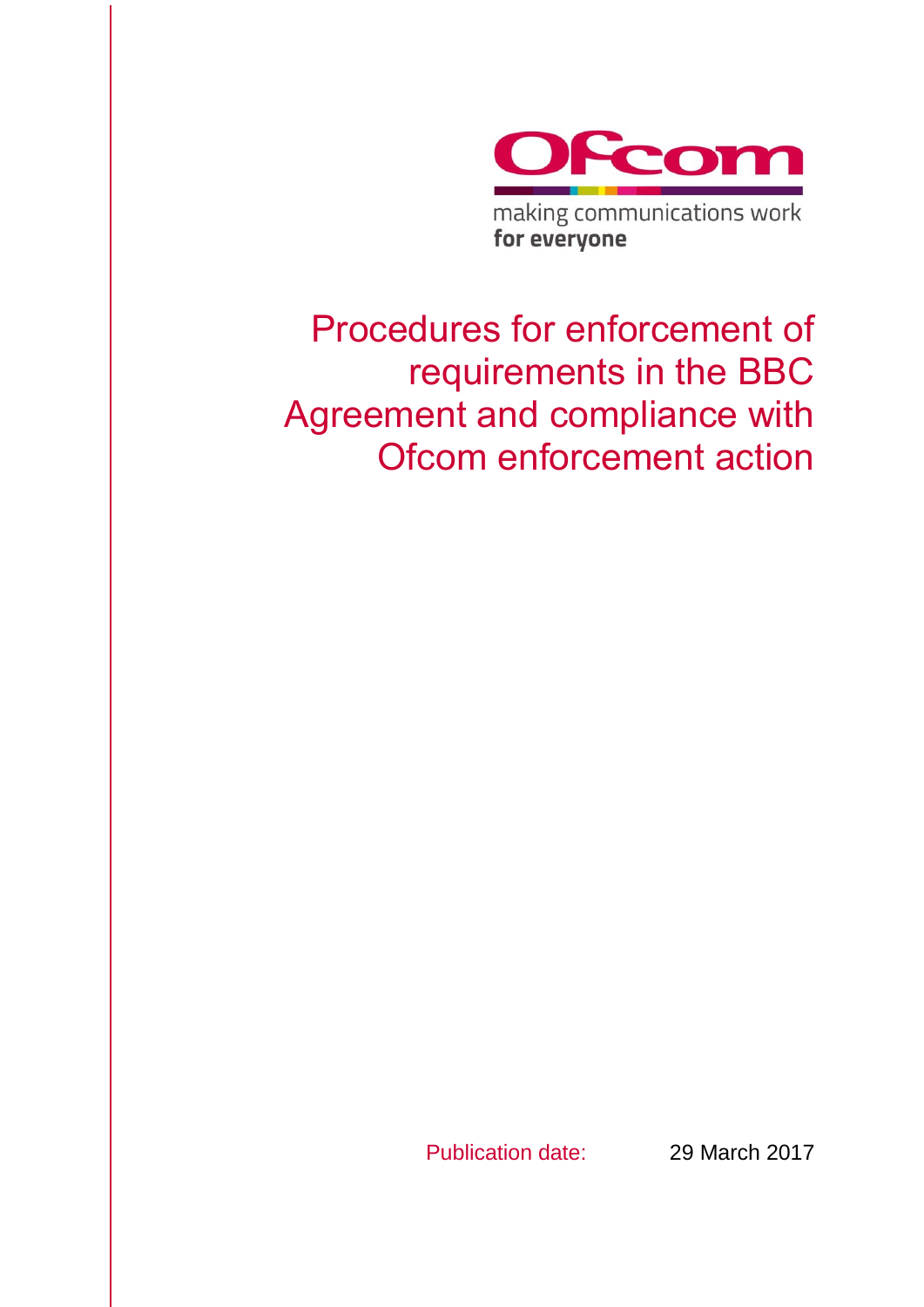Ofcom

making communications work
**for everyone**

# Procedures for enforcement of requirements in the BBC Agreement and compliance with Ofcom enforcement action

Publication date: 29 March 2017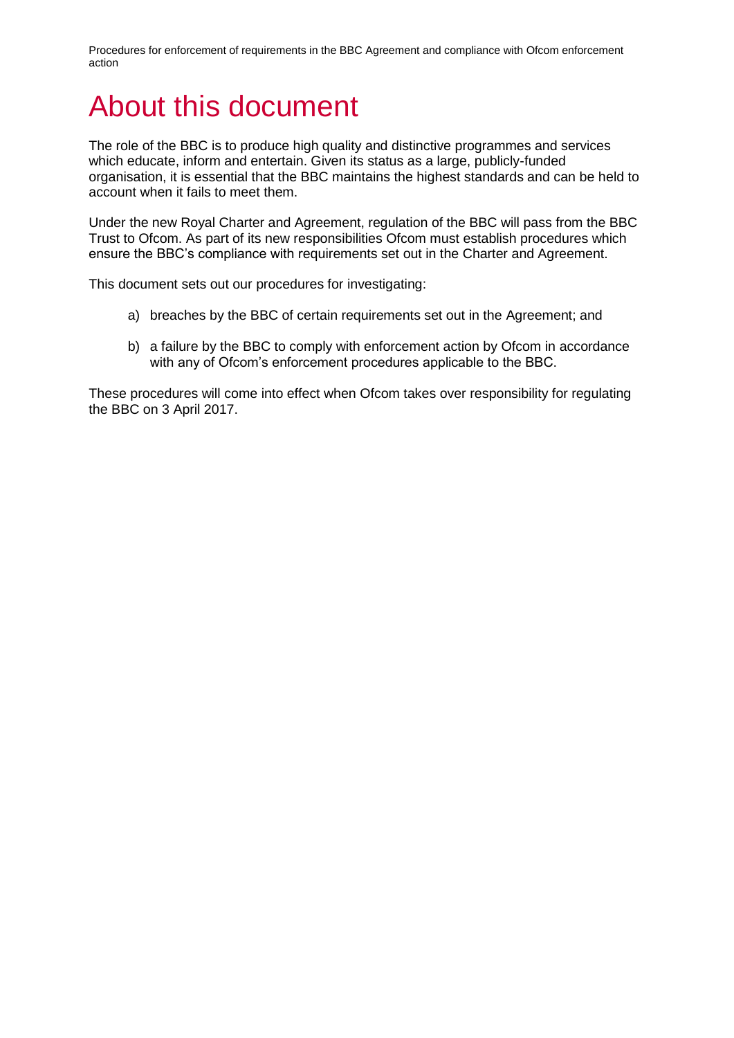# About this document

The role of the BBC is to produce high quality and distinctive programmes and services which educate, inform and entertain. Given its status as a large, publicly-funded organisation, it is essential that the BBC maintains the highest standards and can be held to account when it fails to meet them.

Under the new Royal Charter and Agreement, regulation of the BBC will pass from the BBC Trust to Ofcom. As part of its new responsibilities Ofcom must establish procedures which ensure the BBC's compliance with requirements set out in the Charter and Agreement.

This document sets out our procedures for investigating:

a) breaches by the BBC of certain requirements set out in the Agreement; and

b) a failure by the BBC to comply with enforcement action by Ofcom in accordance with any of Ofcom's enforcement procedures applicable to the BBC.

These procedures will come into effect when Ofcom takes over responsibility for regulating the BBC on 3 April 2017.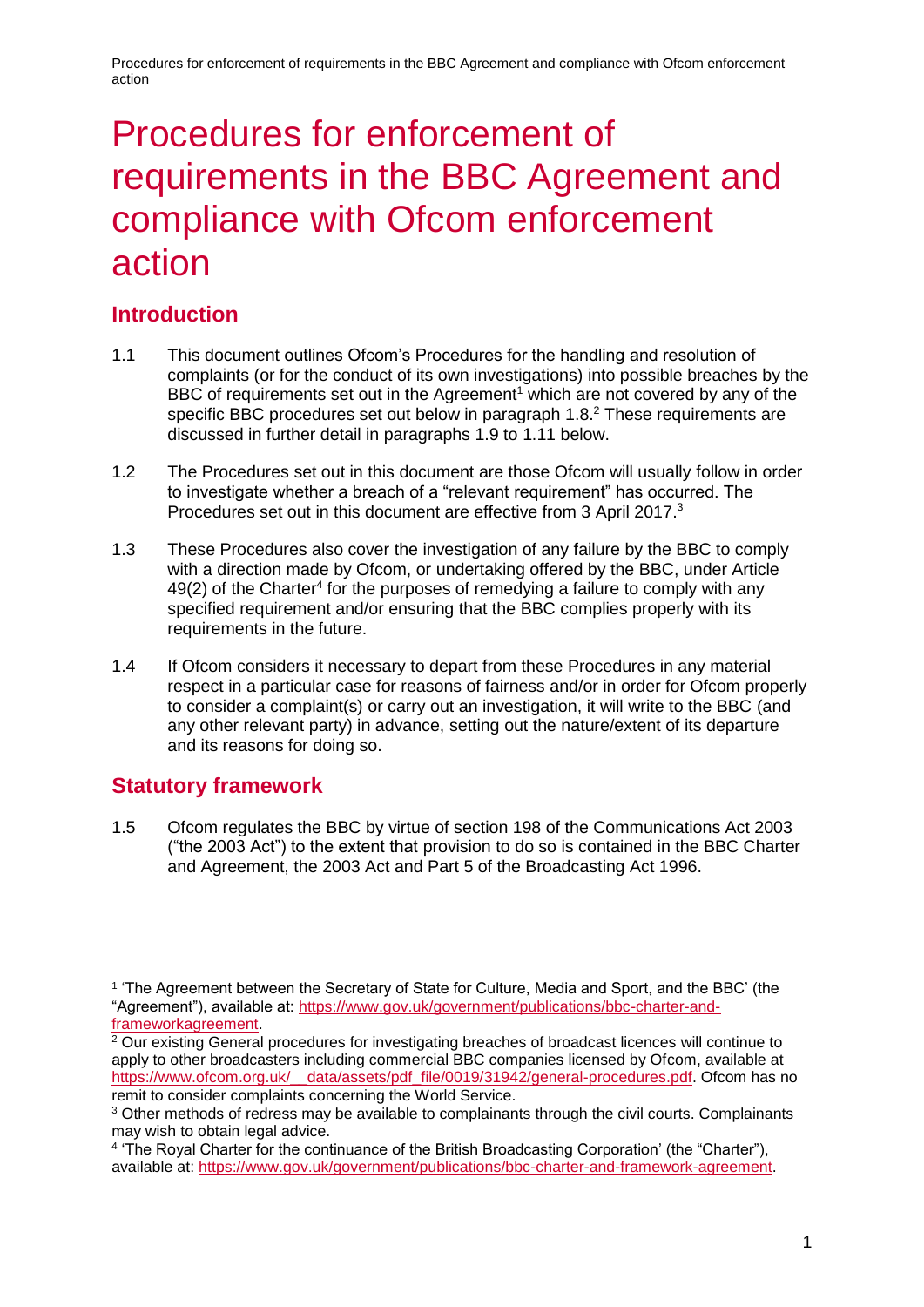# Procedures for enforcement of requirements in the BBC Agreement and compliance with Ofcom enforcement action

## Introduction

1.1 This document outlines Ofcom's Procedures for the handling and resolution of complaints (or for the conduct of its own investigations) into possible breaches by the BBC of requirements set out in the Agreement[1] which are not covered by any of the specific BBC procedures set out below in paragraph 1.8.[2] These requirements are discussed in further detail in paragraphs 1.9 to 1.11 below.

1.2 The Procedures set out in this document are those Ofcom will usually follow in order to investigate whether a breach of a "relevant requirement" has occurred. The Procedures set out in this document are effective from 3 April 2017.[3]

1.3 These Procedures also cover the investigation of any failure by the BBC to comply with a direction made by Ofcom, or undertaking offered by the BBC, under Article 49(2) of the Charter[4] for the purposes of remedying a failure to comply with any specified requirement and/or ensuring that the BBC complies properly with its requirements in the future.

1.4 If Ofcom considers it necessary to depart from these Procedures in any material respect in a particular case for reasons of fairness and/or in order for Ofcom properly to consider a complaint(s) or carry out an investigation, it will write to the BBC (and any other relevant party) in advance, setting out the nature/extent of its departure and its reasons for doing so.

## Statutory framework

1.5 Ofcom regulates the BBC by virtue of section 198 of the Communications Act 2003 ("the 2003 Act") to the extent that provision to do so is contained in the BBC Charter and Agreement, the 2003 Act and Part 5 of the Broadcasting Act 1996.

---

[1] 'The Agreement between the Secretary of State for Culture, Media and Sport, and the BBC' (the "Agreement"), available at: https://www.gov.uk/government/publications/bbc-charter-and-frameworkagreement.

[2] Our existing General procedures for investigating breaches of broadcast licences will continue to apply to other broadcasters including commercial BBC companies licensed by Ofcom, available at https://www.ofcom.org.uk/__data/assets/pdf_file/0019/31942/general-procedures.pdf. Ofcom has no remit to consider complaints concerning the World Service.

[3] Other methods of redress may be available to complainants through the civil courts. Complainants may wish to obtain legal advice.

[4] 'The Royal Charter for the continuance of the British Broadcasting Corporation' (the "Charter"), available at: https://www.gov.uk/government/publications/bbc-charter-and-framework-agreement.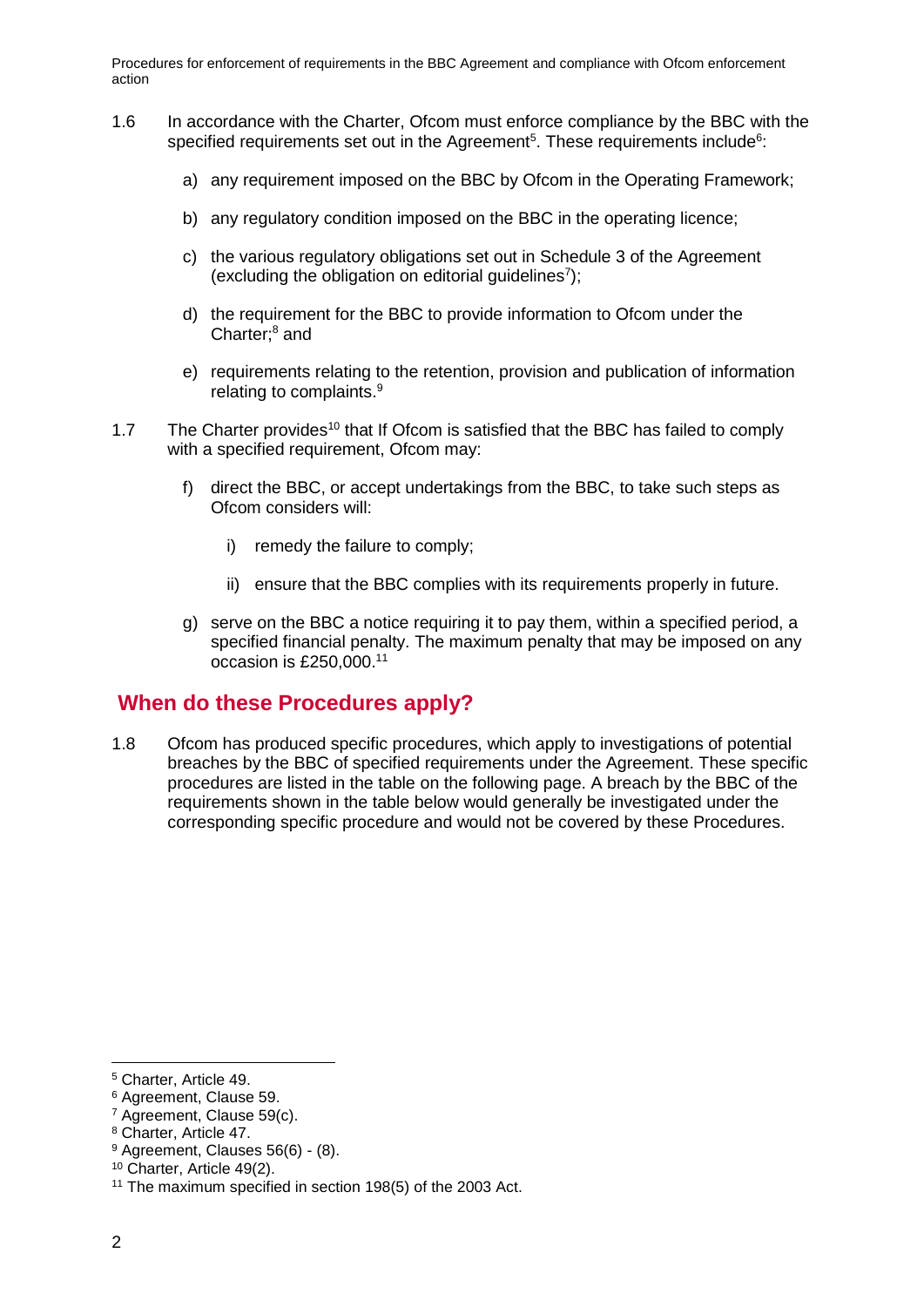1.6 In accordance with the Charter, Ofcom must enforce compliance by the BBC with the specified requirements set out in the Agreement[5]. These requirements include[6]:

a) any requirement imposed on the BBC by Ofcom in the Operating Framework;

b) any regulatory condition imposed on the BBC in the operating licence;

c) the various regulatory obligations set out in Schedule 3 of the Agreement (excluding the obligation on editorial guidelines[7]);

d) the requirement for the BBC to provide information to Ofcom under the Charter;[8] and

e) requirements relating to the retention, provision and publication of information relating to complaints.[9]

1.7 The Charter provides[10] that If Ofcom is satisfied that the BBC has failed to comply with a specified requirement, Ofcom may:

f) direct the BBC, or accept undertakings from the BBC, to take such steps as Ofcom considers will:

i) remedy the failure to comply;

ii) ensure that the BBC complies with its requirements properly in future.

g) serve on the BBC a notice requiring it to pay them, within a specified period, a specified financial penalty. The maximum penalty that may be imposed on any occasion is £250,000.[11]

## When do these Procedures apply?

1.8 Ofcom has produced specific procedures, which apply to investigations of potential breaches by the BBC of specified requirements under the Agreement. These specific procedures are listed in the table on the following page. A breach by the BBC of the requirements shown in the table below would generally be investigated under the corresponding specific procedure and would not be covered by these Procedures.

---

[5] Charter, Article 49.
[6] Agreement, Clause 59.
[7] Agreement, Clause 59(c).
[8] Charter, Article 47.
[9] Agreement, Clauses 56(6) - (8).
[10] Charter, Article 49(2).
[11] The maximum specified in section 198(5) of the 2003 Act.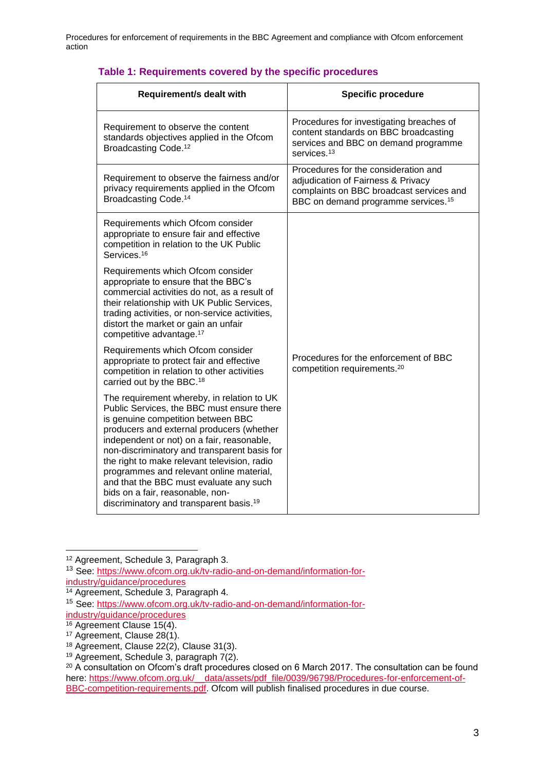**Table 1: Requirements covered by the specific procedures**

| Requirement/s dealt with | Specific procedure |
| --- | --- |
| Requirement to observe the content standards objectives applied in the Ofcom Broadcasting Code.[12] | Procedures for investigating breaches of content standards on BBC broadcasting services and BBC on demand programme services.[13] |
| Requirement to observe the fairness and/or privacy requirements applied in the Ofcom Broadcasting Code.[14] | Procedures for the consideration and adjudication of Fairness & Privacy complaints on BBC broadcast services and BBC on demand programme services.[15] |
| Requirements which Ofcom consider appropriate to ensure fair and effective competition in relation to the UK Public Services.[16]<br><br>Requirements which Ofcom consider appropriate to ensure that the BBC's commercial activities do not, as a result of their relationship with UK Public Services, trading activities, or non-service activities, distort the market or gain an unfair competitive advantage.[17]<br><br>Requirements which Ofcom consider appropriate to protect fair and effective competition in relation to other activities carried out by the BBC.[18]<br><br>The requirement whereby, in relation to UK Public Services, the BBC must ensure there is genuine competition between BBC producers and external producers (whether independent or not) on a fair, reasonable, non-discriminatory and transparent basis for the right to make relevant television, radio programmes and relevant online material, and that the BBC must evaluate any such bids on a fair, reasonable, non-discriminatory and transparent basis.[19] | Procedures for the enforcement of BBC competition requirements.[20] |

[12] Agreement, Schedule 3, Paragraph 3.

[13] See: https://www.ofcom.org.uk/tv-radio-and-on-demand/information-for-industry/guidance/procedures

[14] Agreement, Schedule 3, Paragraph 4.

[15] See: https://www.ofcom.org.uk/tv-radio-and-on-demand/information-for-industry/guidance/procedures

[16] Agreement Clause 15(4).

[17] Agreement, Clause 28(1).

[18] Agreement, Clause 22(2), Clause 31(3).

[19] Agreement, Schedule 3, paragraph 7(2).

[20] A consultation on Ofcom's draft procedures closed on 6 March 2017. The consultation can be found here: https://www.ofcom.org.uk/__data/assets/pdf_file/0039/96798/Procedures-for-enforcement-of-BBC-competition-requirements.pdf. Ofcom will publish finalised procedures in due course.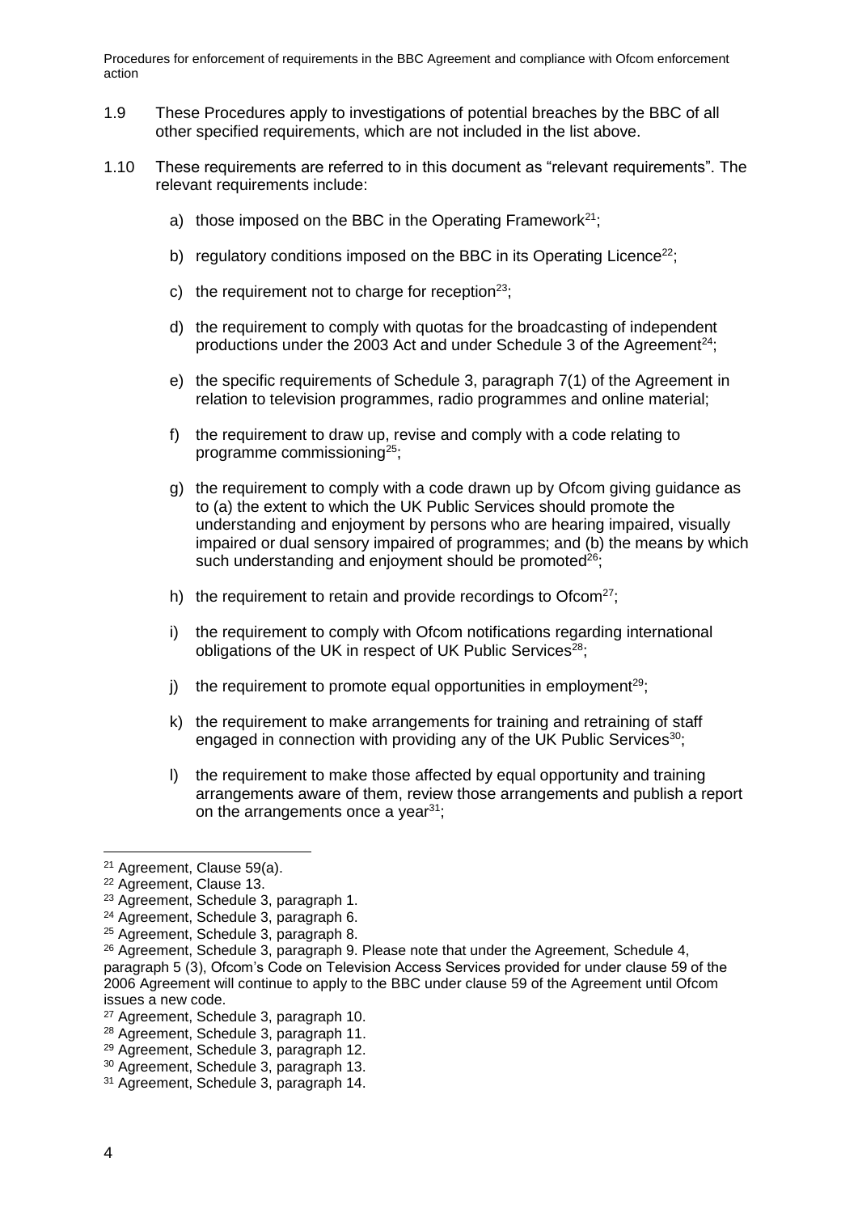1.9 These Procedures apply to investigations of potential breaches by the BBC of all other specified requirements, which are not included in the list above.

1.10 These requirements are referred to in this document as "relevant requirements". The relevant requirements include:

a) those imposed on the BBC in the Operating Framework[21];

b) regulatory conditions imposed on the BBC in its Operating Licence[22];

c) the requirement not to charge for reception[23];

d) the requirement to comply with quotas for the broadcasting of independent productions under the 2003 Act and under Schedule 3 of the Agreement[24];

e) the specific requirements of Schedule 3, paragraph 7(1) of the Agreement in relation to television programmes, radio programmes and online material;

f) the requirement to draw up, revise and comply with a code relating to programme commissioning[25];

g) the requirement to comply with a code drawn up by Ofcom giving guidance as to (a) the extent to which the UK Public Services should promote the understanding and enjoyment by persons who are hearing impaired, visually impaired or dual sensory impaired of programmes; and (b) the means by which such understanding and enjoyment should be promoted[26];

h) the requirement to retain and provide recordings to Ofcom[27];

i) the requirement to comply with Ofcom notifications regarding international obligations of the UK in respect of UK Public Services[28];

j) the requirement to promote equal opportunities in employment[29];

k) the requirement to make arrangements for training and retraining of staff engaged in connection with providing any of the UK Public Services[30];

l) the requirement to make those affected by equal opportunity and training arrangements aware of them, review those arrangements and publish a report on the arrangements once a year[31];

---

[21] Agreement, Clause 59(a).

[22] Agreement, Clause 13.

[23] Agreement, Schedule 3, paragraph 1.

[24] Agreement, Schedule 3, paragraph 6.

[25] Agreement, Schedule 3, paragraph 8.

[26] Agreement, Schedule 3, paragraph 9. Please note that under the Agreement, Schedule 4, paragraph 5 (3), Ofcom's Code on Television Access Services provided for under clause 59 of the 2006 Agreement will continue to apply to the BBC under clause 59 of the Agreement until Ofcom issues a new code.

[27] Agreement, Schedule 3, paragraph 10.

[28] Agreement, Schedule 3, paragraph 11.

[29] Agreement, Schedule 3, paragraph 12.

[30] Agreement, Schedule 3, paragraph 13.

[31] Agreement, Schedule 3, paragraph 14.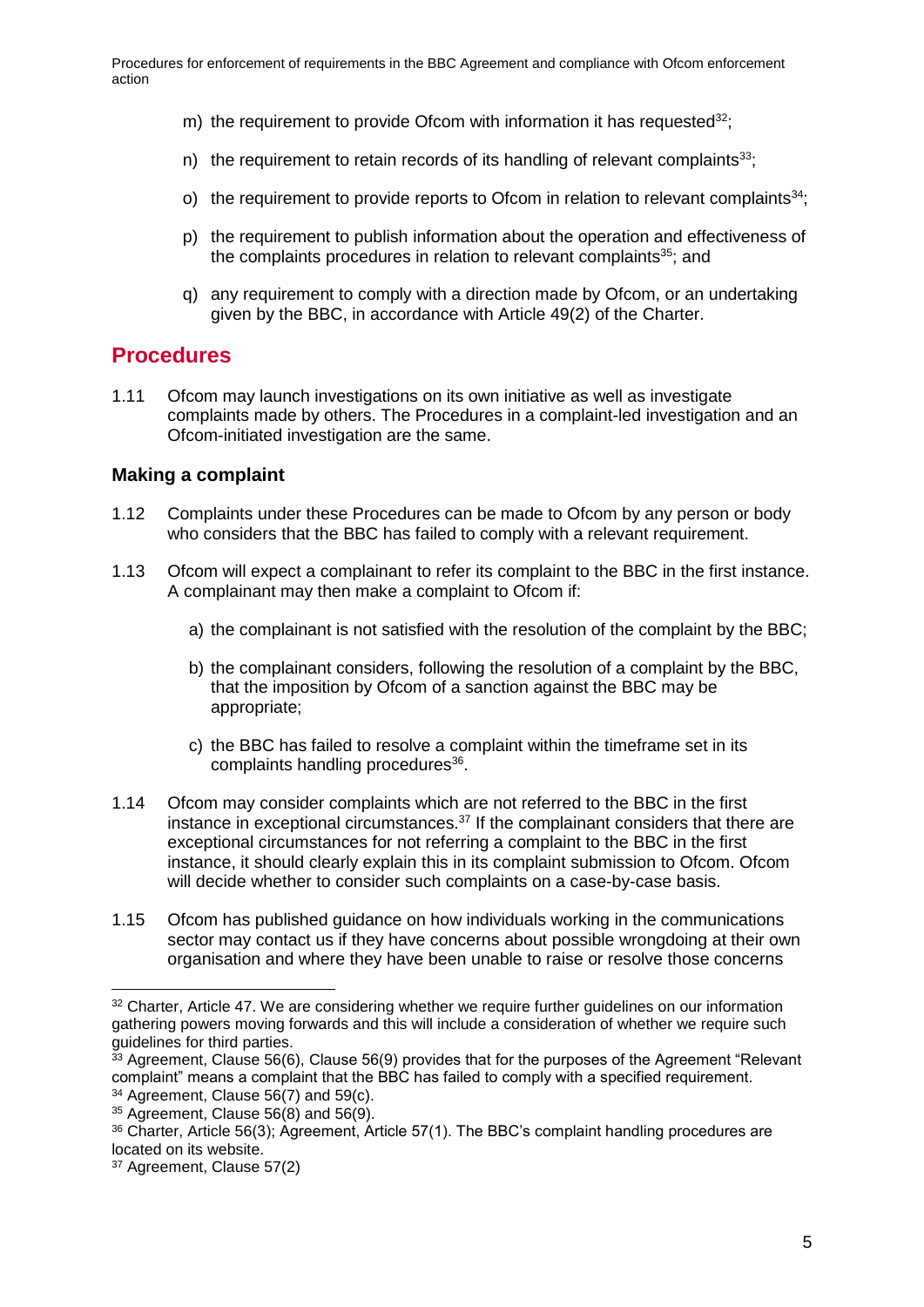m) the requirement to provide Ofcom with information it has requested[32];

n) the requirement to retain records of its handling of relevant complaints[33];

o) the requirement to provide reports to Ofcom in relation to relevant complaints[34];

p) the requirement to publish information about the operation and effectiveness of the complaints procedures in relation to relevant complaints[35]; and

q) any requirement to comply with a direction made by Ofcom, or an undertaking given by the BBC, in accordance with Article 49(2) of the Charter.

## Procedures

1.11 Ofcom may launch investigations on its own initiative as well as investigate complaints made by others. The Procedures in a complaint-led investigation and an Ofcom-initiated investigation are the same.

### Making a complaint

1.12 Complaints under these Procedures can be made to Ofcom by any person or body who considers that the BBC has failed to comply with a relevant requirement.

1.13 Ofcom will expect a complainant to refer its complaint to the BBC in the first instance. A complainant may then make a complaint to Ofcom if:

a) the complainant is not satisfied with the resolution of the complaint by the BBC;

b) the complainant considers, following the resolution of a complaint by the BBC, that the imposition by Ofcom of a sanction against the BBC may be appropriate;

c) the BBC has failed to resolve a complaint within the timeframe set in its complaints handling procedures[36].

1.14 Ofcom may consider complaints which are not referred to the BBC in the first instance in exceptional circumstances.[37] If the complainant considers that there are exceptional circumstances for not referring a complaint to the BBC in the first instance, it should clearly explain this in its complaint submission to Ofcom. Ofcom will decide whether to consider such complaints on a case-by-case basis.

1.15 Ofcom has published guidance on how individuals working in the communications sector may contact us if they have concerns about possible wrongdoing at their own organisation and where they have been unable to raise or resolve those concerns

---

[32] Charter, Article 47. We are considering whether we require further guidelines on our information gathering powers moving forwards and this will include a consideration of whether we require such guidelines for third parties.

[33] Agreement, Clause 56(6), Clause 56(9) provides that for the purposes of the Agreement "Relevant complaint" means a complaint that the BBC has failed to comply with a specified requirement.

[34] Agreement, Clause 56(7) and 59(c).

[35] Agreement, Clause 56(8) and 56(9).

[36] Charter, Article 56(3); Agreement, Article 57(1). The BBC's complaint handling procedures are located on its website.

[37] Agreement, Clause 57(2)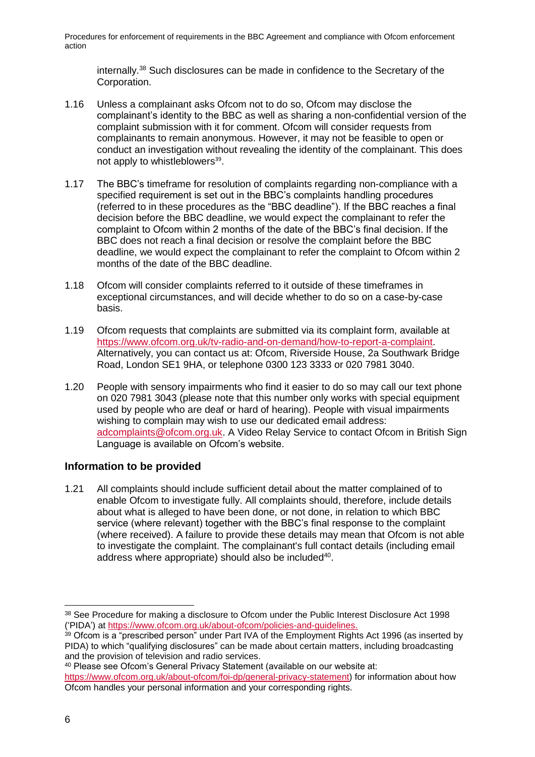internally.[38] Such disclosures can be made in confidence to the Secretary of the Corporation.

1.16 Unless a complainant asks Ofcom not to do so, Ofcom may disclose the complainant's identity to the BBC as well as sharing a non-confidential version of the complaint submission with it for comment. Ofcom will consider requests from complainants to remain anonymous. However, it may not be feasible to open or conduct an investigation without revealing the identity of the complainant. This does not apply to whistleblowers[39].

1.17 The BBC's timeframe for resolution of complaints regarding non-compliance with a specified requirement is set out in the BBC's complaints handling procedures (referred to in these procedures as the "BBC deadline"). If the BBC reaches a final decision before the BBC deadline, we would expect the complainant to refer the complaint to Ofcom within 2 months of the date of the BBC's final decision. If the BBC does not reach a final decision or resolve the complaint before the BBC deadline, we would expect the complainant to refer the complaint to Ofcom within 2 months of the date of the BBC deadline.

1.18 Ofcom will consider complaints referred to it outside of these timeframes in exceptional circumstances, and will decide whether to do so on a case-by-case basis.

1.19 Ofcom requests that complaints are submitted via its complaint form, available at https://www.ofcom.org.uk/tv-radio-and-on-demand/how-to-report-a-complaint. Alternatively, you can contact us at: Ofcom, Riverside House, 2a Southwark Bridge Road, London SE1 9HA, or telephone 0300 123 3333 or 020 7981 3040.

1.20 People with sensory impairments who find it easier to do so may call our text phone on 020 7981 3043 (please note that this number only works with special equipment used by people who are deaf or hard of hearing). People with visual impairments wishing to complain may wish to use our dedicated email address: adcomplaints@ofcom.org.uk. A Video Relay Service to contact Ofcom in British Sign Language is available on Ofcom's website.

## Information to be provided

1.21 All complaints should include sufficient detail about the matter complained of to enable Ofcom to investigate fully. All complaints should, therefore, include details about what is alleged to have been done, or not done, in relation to which BBC service (where relevant) together with the BBC's final response to the complaint (where received). A failure to provide these details may mean that Ofcom is not able to investigate the complaint. The complainant's full contact details (including email address where appropriate) should also be included[40].

---

[38] See Procedure for making a disclosure to Ofcom under the Public Interest Disclosure Act 1998 ('PIDA') at https://www.ofcom.org.uk/about-ofcom/policies-and-guidelines.

[39] Ofcom is a "prescribed person" under Part IVA of the Employment Rights Act 1996 (as inserted by PIDA) to which "qualifying disclosures" can be made about certain matters, including broadcasting and the provision of television and radio services.

[40] Please see Ofcom's General Privacy Statement (available on our website at: https://www.ofcom.org.uk/about-ofcom/foi-dp/general-privacy-statement) for information about how Ofcom handles your personal information and your corresponding rights.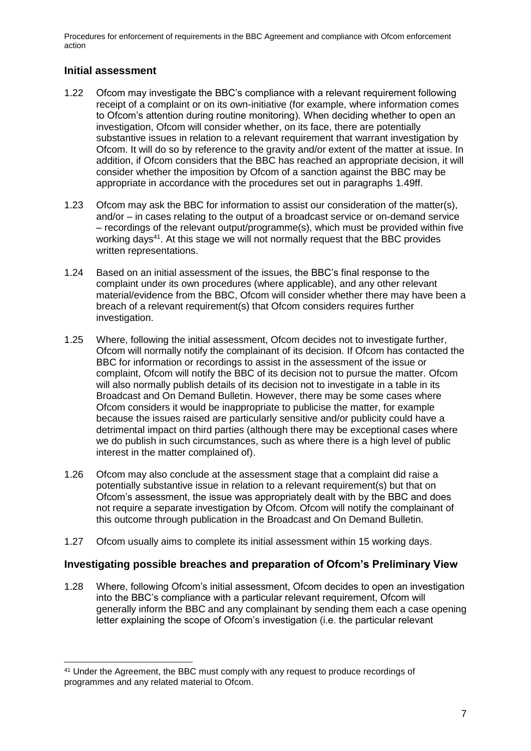## Initial assessment

1.22 Ofcom may investigate the BBC's compliance with a relevant requirement following receipt of a complaint or on its own-initiative (for example, where information comes to Ofcom's attention during routine monitoring). When deciding whether to open an investigation, Ofcom will consider whether, on its face, there are potentially substantive issues in relation to a relevant requirement that warrant investigation by Ofcom. It will do so by reference to the gravity and/or extent of the matter at issue. In addition, if Ofcom considers that the BBC has reached an appropriate decision, it will consider whether the imposition by Ofcom of a sanction against the BBC may be appropriate in accordance with the procedures set out in paragraphs 1.49ff.

1.23 Ofcom may ask the BBC for information to assist our consideration of the matter(s), and/or – in cases relating to the output of a broadcast service or on-demand service – recordings of the relevant output/programme(s), which must be provided within five working days[41]. At this stage we will not normally request that the BBC provides written representations.

1.24 Based on an initial assessment of the issues, the BBC's final response to the complaint under its own procedures (where applicable), and any other relevant material/evidence from the BBC, Ofcom will consider whether there may have been a breach of a relevant requirement(s) that Ofcom considers requires further investigation.

1.25 Where, following the initial assessment, Ofcom decides not to investigate further, Ofcom will normally notify the complainant of its decision. If Ofcom has contacted the BBC for information or recordings to assist in the assessment of the issue or complaint, Ofcom will notify the BBC of its decision not to pursue the matter. Ofcom will also normally publish details of its decision not to investigate in a table in its Broadcast and On Demand Bulletin. However, there may be some cases where Ofcom considers it would be inappropriate to publicise the matter, for example because the issues raised are particularly sensitive and/or publicity could have a detrimental impact on third parties (although there may be exceptional cases where we do publish in such circumstances, such as where there is a high level of public interest in the matter complained of).

1.26 Ofcom may also conclude at the assessment stage that a complaint did raise a potentially substantive issue in relation to a relevant requirement(s) but that on Ofcom's assessment, the issue was appropriately dealt with by the BBC and does not require a separate investigation by Ofcom. Ofcom will notify the complainant of this outcome through publication in the Broadcast and On Demand Bulletin.

1.27 Ofcom usually aims to complete its initial assessment within 15 working days.

## Investigating possible breaches and preparation of Ofcom's Preliminary View

1.28 Where, following Ofcom's initial assessment, Ofcom decides to open an investigation into the BBC's compliance with a particular relevant requirement, Ofcom will generally inform the BBC and any complainant by sending them each a case opening letter explaining the scope of Ofcom's investigation (i.e. the particular relevant

[41] Under the Agreement, the BBC must comply with any request to produce recordings of programmes and any related material to Ofcom.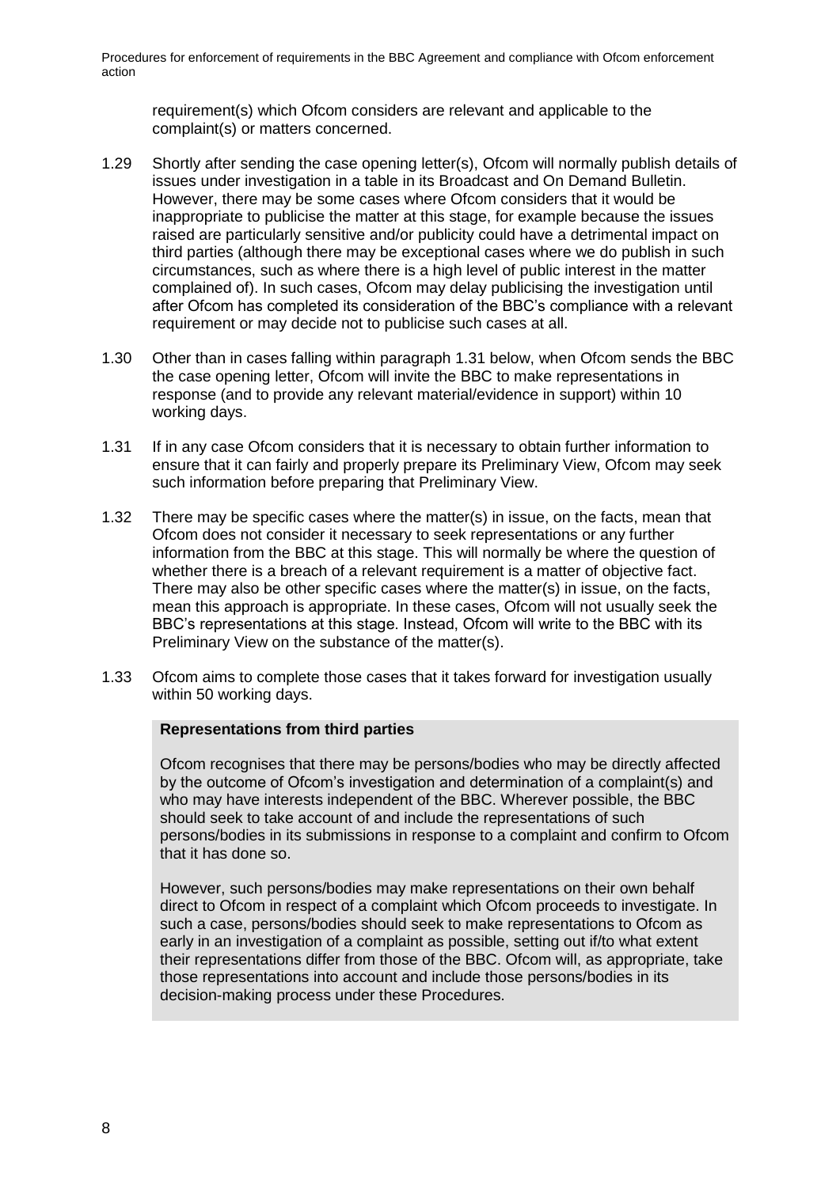requirement(s) which Ofcom considers are relevant and applicable to the complaint(s) or matters concerned.

1.29 Shortly after sending the case opening letter(s), Ofcom will normally publish details of issues under investigation in a table in its Broadcast and On Demand Bulletin. However, there may be some cases where Ofcom considers that it would be inappropriate to publicise the matter at this stage, for example because the issues raised are particularly sensitive and/or publicity could have a detrimental impact on third parties (although there may be exceptional cases where we do publish in such circumstances, such as where there is a high level of public interest in the matter complained of). In such cases, Ofcom may delay publicising the investigation until after Ofcom has completed its consideration of the BBC's compliance with a relevant requirement or may decide not to publicise such cases at all.

1.30 Other than in cases falling within paragraph 1.31 below, when Ofcom sends the BBC the case opening letter, Ofcom will invite the BBC to make representations in response (and to provide any relevant material/evidence in support) within 10 working days.

1.31 If in any case Ofcom considers that it is necessary to obtain further information to ensure that it can fairly and properly prepare its Preliminary View, Ofcom may seek such information before preparing that Preliminary View.

1.32 There may be specific cases where the matter(s) in issue, on the facts, mean that Ofcom does not consider it necessary to seek representations or any further information from the BBC at this stage. This will normally be where the question of whether there is a breach of a relevant requirement is a matter of objective fact. There may also be other specific cases where the matter(s) in issue, on the facts, mean this approach is appropriate. In these cases, Ofcom will not usually seek the BBC's representations at this stage. Instead, Ofcom will write to the BBC with its Preliminary View on the substance of the matter(s).

1.33 Ofcom aims to complete those cases that it takes forward for investigation usually within 50 working days.

**Representations from third parties**

Ofcom recognises that there may be persons/bodies who may be directly affected by the outcome of Ofcom's investigation and determination of a complaint(s) and who may have interests independent of the BBC. Wherever possible, the BBC should seek to take account of and include the representations of such persons/bodies in its submissions in response to a complaint and confirm to Ofcom that it has done so.

However, such persons/bodies may make representations on their own behalf direct to Ofcom in respect of a complaint which Ofcom proceeds to investigate. In such a case, persons/bodies should seek to make representations to Ofcom as early in an investigation of a complaint as possible, setting out if/to what extent their representations differ from those of the BBC. Ofcom will, as appropriate, take those representations into account and include those persons/bodies in its decision-making process under these Procedures.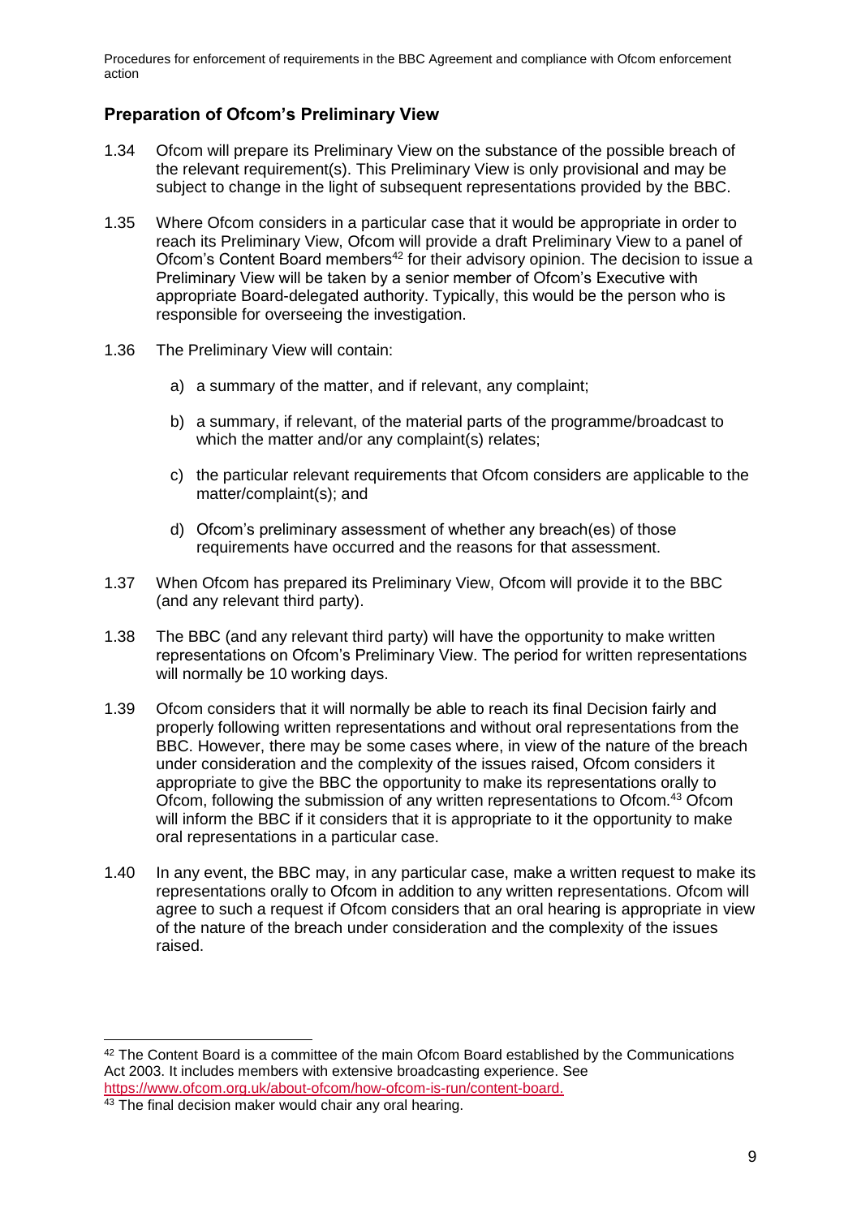## Preparation of Ofcom's Preliminary View

1.34 Ofcom will prepare its Preliminary View on the substance of the possible breach of the relevant requirement(s). This Preliminary View is only provisional and may be subject to change in the light of subsequent representations provided by the BBC.

1.35 Where Ofcom considers in a particular case that it would be appropriate in order to reach its Preliminary View, Ofcom will provide a draft Preliminary View to a panel of Ofcom's Content Board members[42] for their advisory opinion. The decision to issue a Preliminary View will be taken by a senior member of Ofcom's Executive with appropriate Board-delegated authority. Typically, this would be the person who is responsible for overseeing the investigation.

1.36 The Preliminary View will contain:

a) a summary of the matter, and if relevant, any complaint;

b) a summary, if relevant, of the material parts of the programme/broadcast to which the matter and/or any complaint(s) relates;

c) the particular relevant requirements that Ofcom considers are applicable to the matter/complaint(s); and

d) Ofcom's preliminary assessment of whether any breach(es) of those requirements have occurred and the reasons for that assessment.

1.37 When Ofcom has prepared its Preliminary View, Ofcom will provide it to the BBC (and any relevant third party).

1.38 The BBC (and any relevant third party) will have the opportunity to make written representations on Ofcom's Preliminary View. The period for written representations will normally be 10 working days.

1.39 Ofcom considers that it will normally be able to reach its final Decision fairly and properly following written representations and without oral representations from the BBC. However, there may be some cases where, in view of the nature of the breach under consideration and the complexity of the issues raised, Ofcom considers it appropriate to give the BBC the opportunity to make its representations orally to Ofcom, following the submission of any written representations to Ofcom.[43] Ofcom will inform the BBC if it considers that it is appropriate to it the opportunity to make oral representations in a particular case.

1.40 In any event, the BBC may, in any particular case, make a written request to make its representations orally to Ofcom in addition to any written representations. Ofcom will agree to such a request if Ofcom considers that an oral hearing is appropriate in view of the nature of the breach under consideration and the complexity of the issues raised.

---

[42] The Content Board is a committee of the main Ofcom Board established by the Communications Act 2003. It includes members with extensive broadcasting experience. See https://www.ofcom.org.uk/about-ofcom/how-ofcom-is-run/content-board.

[43] The final decision maker would chair any oral hearing.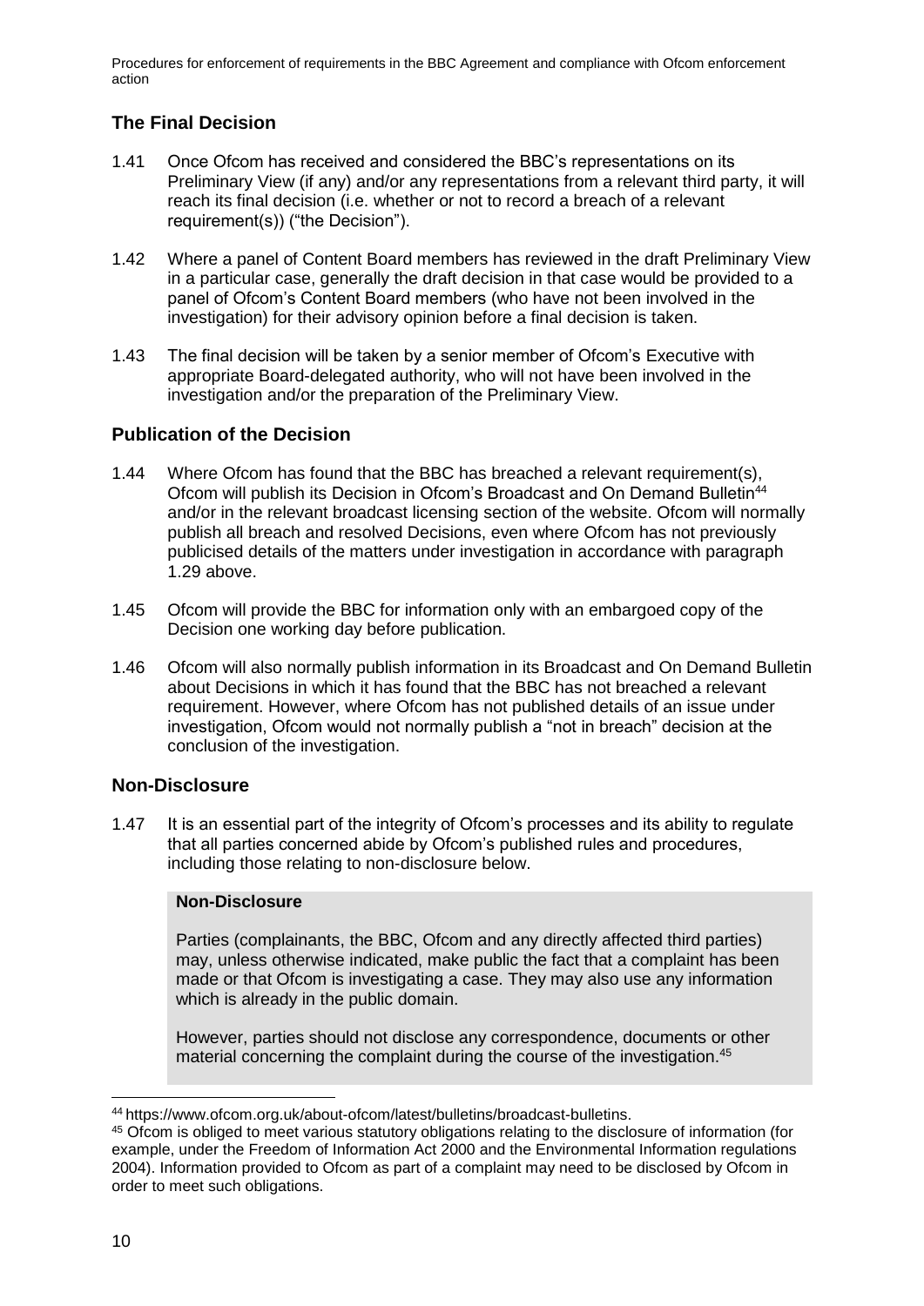## The Final Decision

1.41 Once Ofcom has received and considered the BBC's representations on its Preliminary View (if any) and/or any representations from a relevant third party, it will reach its final decision (i.e. whether or not to record a breach of a relevant requirement(s)) ("the Decision").

1.42 Where a panel of Content Board members has reviewed in the draft Preliminary View in a particular case, generally the draft decision in that case would be provided to a panel of Ofcom's Content Board members (who have not been involved in the investigation) for their advisory opinion before a final decision is taken.

1.43 The final decision will be taken by a senior member of Ofcom's Executive with appropriate Board-delegated authority, who will not have been involved in the investigation and/or the preparation of the Preliminary View.

## Publication of the Decision

1.44 Where Ofcom has found that the BBC has breached a relevant requirement(s), Ofcom will publish its Decision in Ofcom's Broadcast and On Demand Bulletin[44] and/or in the relevant broadcast licensing section of the website. Ofcom will normally publish all breach and resolved Decisions, even where Ofcom has not previously publicised details of the matters under investigation in accordance with paragraph 1.29 above.

1.45 Ofcom will provide the BBC for information only with an embargoed copy of the Decision one working day before publication.

1.46 Ofcom will also normally publish information in its Broadcast and On Demand Bulletin about Decisions in which it has found that the BBC has not breached a relevant requirement. However, where Ofcom has not published details of an issue under investigation, Ofcom would not normally publish a "not in breach" decision at the conclusion of the investigation.

## Non-Disclosure

1.47 It is an essential part of the integrity of Ofcom's processes and its ability to regulate that all parties concerned abide by Ofcom's published rules and procedures, including those relating to non-disclosure below.

> **Non-Disclosure**
>
> Parties (complainants, the BBC, Ofcom and any directly affected third parties) may, unless otherwise indicated, make public the fact that a complaint has been made or that Ofcom is investigating a case. They may also use any information which is already in the public domain.
>
> However, parties should not disclose any correspondence, documents or other material concerning the complaint during the course of the investigation.[45]

---

[44] https://www.ofcom.org.uk/about-ofcom/latest/bulletins/broadcast-bulletins.

[45] Ofcom is obliged to meet various statutory obligations relating to the disclosure of information (for example, under the Freedom of Information Act 2000 and the Environmental Information regulations 2004). Information provided to Ofcom as part of a complaint may need to be disclosed by Ofcom in order to meet such obligations.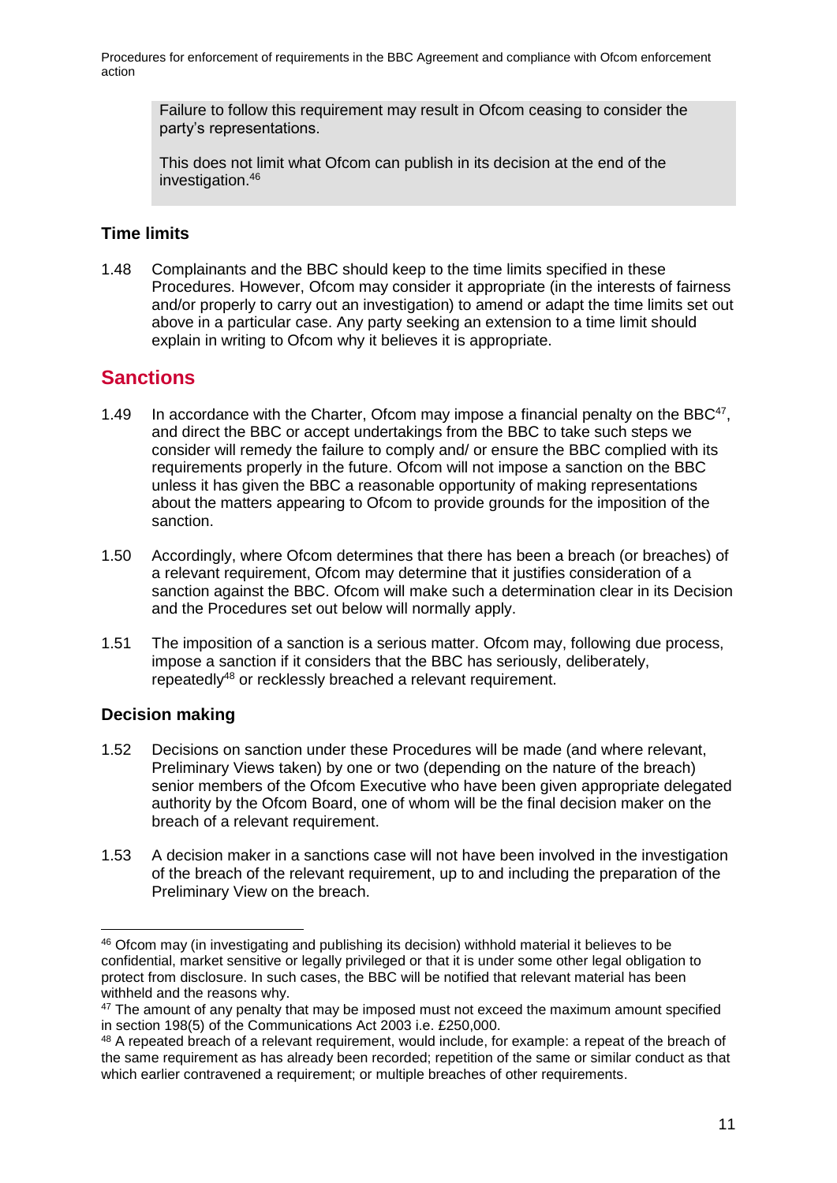Failure to follow this requirement may result in Ofcom ceasing to consider the party's representations.

This does not limit what Ofcom can publish in its decision at the end of the investigation.[46]

### Time limits

1.48 Complainants and the BBC should keep to the time limits specified in these Procedures. However, Ofcom may consider it appropriate (in the interests of fairness and/or properly to carry out an investigation) to amend or adapt the time limits set out above in a particular case. Any party seeking an extension to a time limit should explain in writing to Ofcom why it believes it is appropriate.

## Sanctions

1.49 In accordance with the Charter, Ofcom may impose a financial penalty on the BBC[47], and direct the BBC or accept undertakings from the BBC to take such steps we consider will remedy the failure to comply and/ or ensure the BBC complied with its requirements properly in the future. Ofcom will not impose a sanction on the BBC unless it has given the BBC a reasonable opportunity of making representations about the matters appearing to Ofcom to provide grounds for the imposition of the sanction.

1.50 Accordingly, where Ofcom determines that there has been a breach (or breaches) of a relevant requirement, Ofcom may determine that it justifies consideration of a sanction against the BBC. Ofcom will make such a determination clear in its Decision and the Procedures set out below will normally apply.

1.51 The imposition of a sanction is a serious matter. Ofcom may, following due process, impose a sanction if it considers that the BBC has seriously, deliberately, repeatedly[48] or recklessly breached a relevant requirement.

### Decision making

1.52 Decisions on sanction under these Procedures will be made (and where relevant, Preliminary Views taken) by one or two (depending on the nature of the breach) senior members of the Ofcom Executive who have been given appropriate delegated authority by the Ofcom Board, one of whom will be the final decision maker on the breach of a relevant requirement.

1.53 A decision maker in a sanctions case will not have been involved in the investigation of the breach of the relevant requirement, up to and including the preparation of the Preliminary View on the breach.

---

[46] Ofcom may (in investigating and publishing its decision) withhold material it believes to be confidential, market sensitive or legally privileged or that it is under some other legal obligation to protect from disclosure. In such cases, the BBC will be notified that relevant material has been withheld and the reasons why.

[47] The amount of any penalty that may be imposed must not exceed the maximum amount specified in section 198(5) of the Communications Act 2003 i.e. £250,000.

[48] A repeated breach of a relevant requirement, would include, for example: a repeat of the breach of the same requirement as has already been recorded; repetition of the same or similar conduct as that which earlier contravened a requirement; or multiple breaches of other requirements.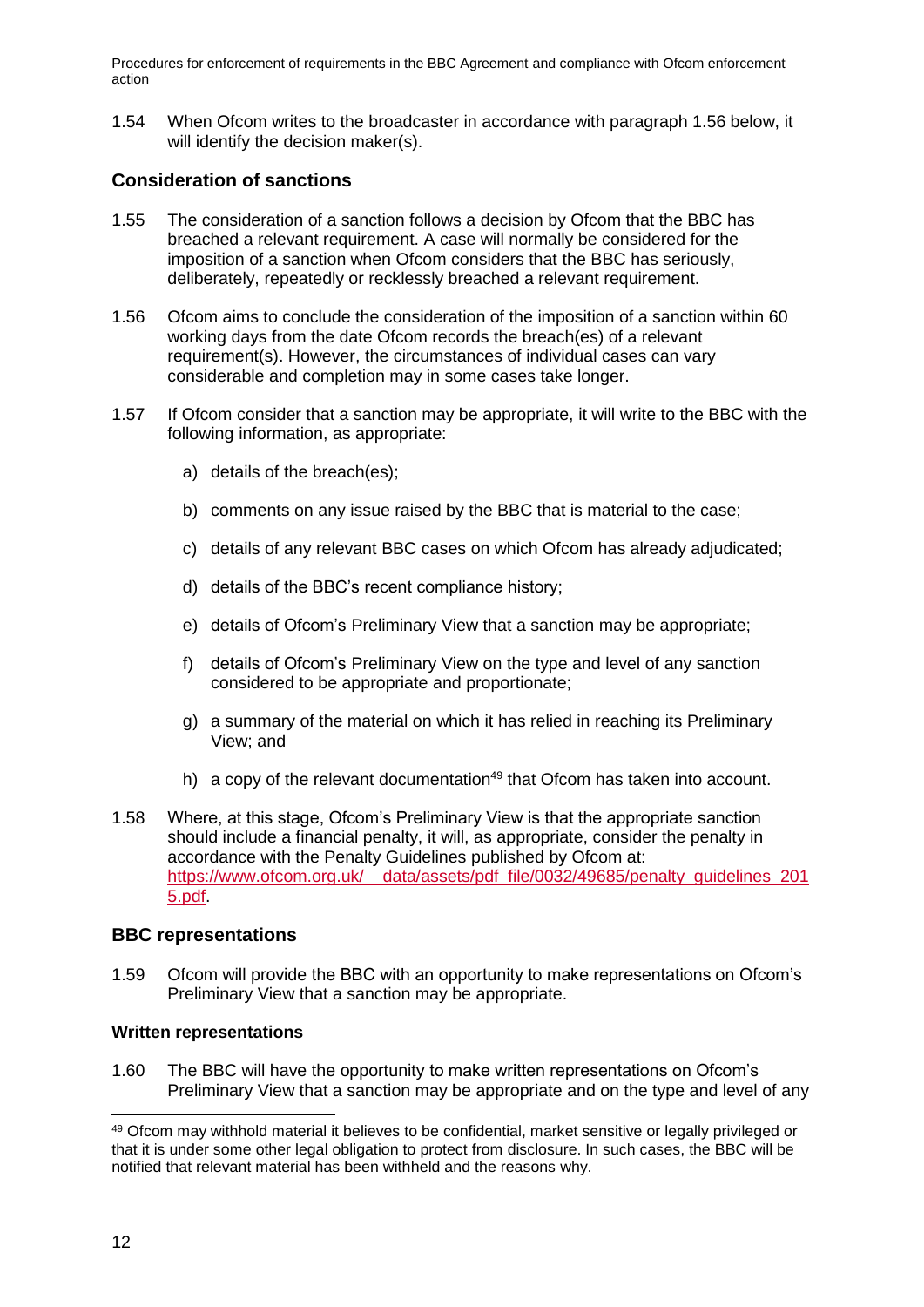1.54 When Ofcom writes to the broadcaster in accordance with paragraph 1.56 below, it will identify the decision maker(s).

### Consideration of sanctions

1.55 The consideration of a sanction follows a decision by Ofcom that the BBC has breached a relevant requirement. A case will normally be considered for the imposition of a sanction when Ofcom considers that the BBC has seriously, deliberately, repeatedly or recklessly breached a relevant requirement.

1.56 Ofcom aims to conclude the consideration of the imposition of a sanction within 60 working days from the date Ofcom records the breach(es) of a relevant requirement(s). However, the circumstances of individual cases can vary considerable and completion may in some cases take longer.

1.57 If Ofcom consider that a sanction may be appropriate, it will write to the BBC with the following information, as appropriate:

a) details of the breach(es);

b) comments on any issue raised by the BBC that is material to the case;

c) details of any relevant BBC cases on which Ofcom has already adjudicated;

d) details of the BBC's recent compliance history;

e) details of Ofcom's Preliminary View that a sanction may be appropriate;

f) details of Ofcom's Preliminary View on the type and level of any sanction considered to be appropriate and proportionate;

g) a summary of the material on which it has relied in reaching its Preliminary View; and

h) a copy of the relevant documentation[49] that Ofcom has taken into account.

1.58 Where, at this stage, Ofcom's Preliminary View is that the appropriate sanction should include a financial penalty, it will, as appropriate, consider the penalty in accordance with the Penalty Guidelines published by Ofcom at: [https://www.ofcom.org.uk/__data/assets/pdf_file/0032/49685/penalty_guidelines_2015.pdf](https://www.ofcom.org.uk/__data/assets/pdf_file/0032/49685/penalty_guidelines_2015.pdf).

### BBC representations

1.59 Ofcom will provide the BBC with an opportunity to make representations on Ofcom's Preliminary View that a sanction may be appropriate.

#### Written representations

1.60 The BBC will have the opportunity to make written representations on Ofcom's Preliminary View that a sanction may be appropriate and on the type and level of any

[49] Ofcom may withhold material it believes to be confidential, market sensitive or legally privileged or that it is under some other legal obligation to protect from disclosure. In such cases, the BBC will be notified that relevant material has been withheld and the reasons why.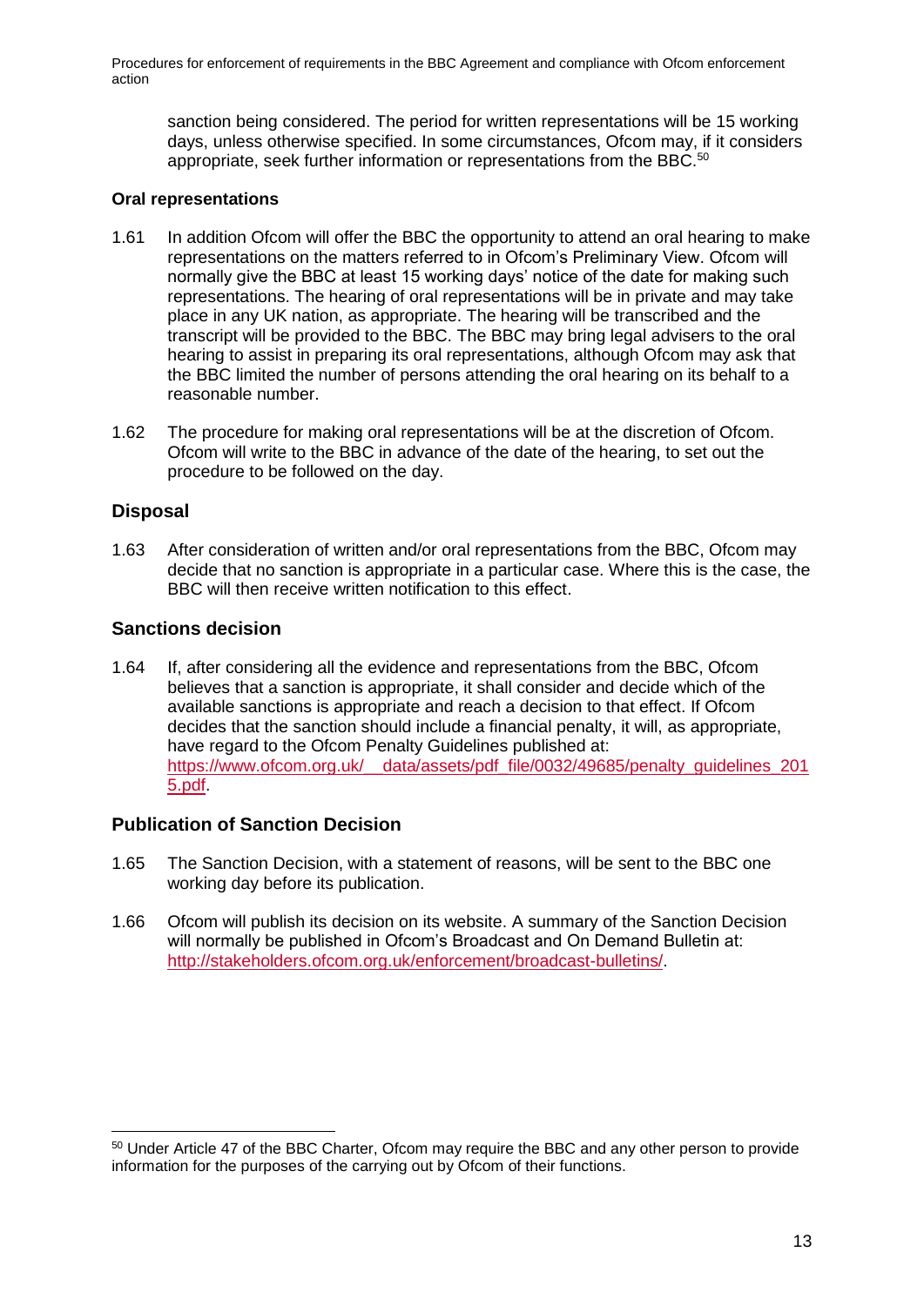sanction being considered. The period for written representations will be 15 working days, unless otherwise specified. In some circumstances, Ofcom may, if it considers appropriate, seek further information or representations from the BBC.[50]

### Oral representations

1.61 In addition Ofcom will offer the BBC the opportunity to attend an oral hearing to make representations on the matters referred to in Ofcom's Preliminary View. Ofcom will normally give the BBC at least 15 working days' notice of the date for making such representations. The hearing of oral representations will be in private and may take place in any UK nation, as appropriate. The hearing will be transcribed and the transcript will be provided to the BBC. The BBC may bring legal advisers to the oral hearing to assist in preparing its oral representations, although Ofcom may ask that the BBC limited the number of persons attending the oral hearing on its behalf to a reasonable number.

1.62 The procedure for making oral representations will be at the discretion of Ofcom. Ofcom will write to the BBC in advance of the date of the hearing, to set out the procedure to be followed on the day.

## Disposal

1.63 After consideration of written and/or oral representations from the BBC, Ofcom may decide that no sanction is appropriate in a particular case. Where this is the case, the BBC will then receive written notification to this effect.

## Sanctions decision

1.64 If, after considering all the evidence and representations from the BBC, Ofcom believes that a sanction is appropriate, it shall consider and decide which of the available sanctions is appropriate and reach a decision to that effect. If Ofcom decides that the sanction should include a financial penalty, it will, as appropriate, have regard to the Ofcom Penalty Guidelines published at: https://www.ofcom.org.uk/__data/assets/pdf_file/0032/49685/penalty_guidelines_2015.pdf.

## Publication of Sanction Decision

1.65 The Sanction Decision, with a statement of reasons, will be sent to the BBC one working day before its publication.

1.66 Ofcom will publish its decision on its website. A summary of the Sanction Decision will normally be published in Ofcom's Broadcast and On Demand Bulletin at: http://stakeholders.ofcom.org.uk/enforcement/broadcast-bulletins/.

---

[50] Under Article 47 of the BBC Charter, Ofcom may require the BBC and any other person to provide information for the purposes of the carrying out by Ofcom of their functions.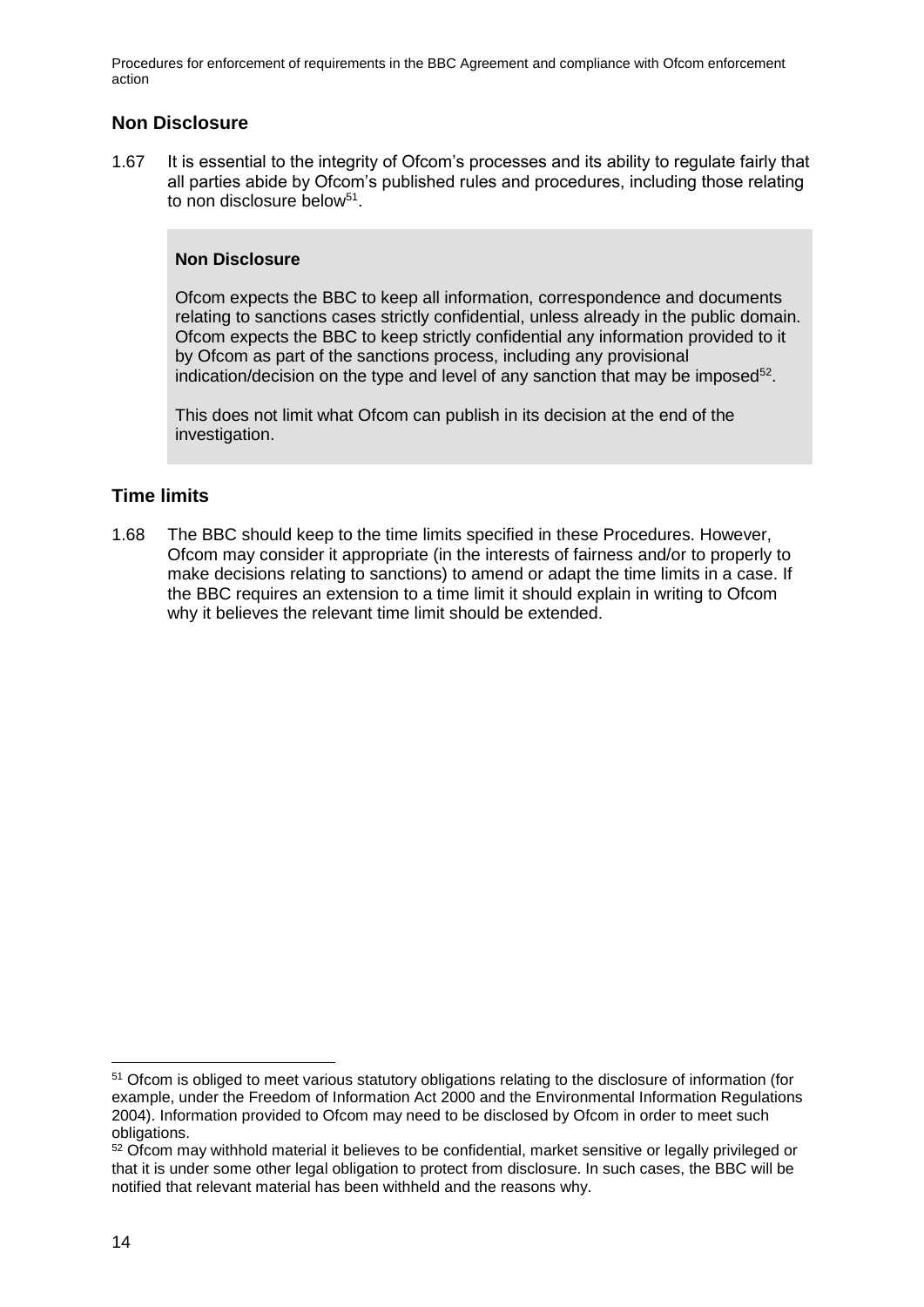## Non Disclosure

1.67 It is essential to the integrity of Ofcom's processes and its ability to regulate fairly that all parties abide by Ofcom's published rules and procedures, including those relating to non disclosure below[51].

> **Non Disclosure**
>
> Ofcom expects the BBC to keep all information, correspondence and documents relating to sanctions cases strictly confidential, unless already in the public domain. Ofcom expects the BBC to keep strictly confidential any information provided to it by Ofcom as part of the sanctions process, including any provisional indication/decision on the type and level of any sanction that may be imposed[52].
>
> This does not limit what Ofcom can publish in its decision at the end of the investigation.

## Time limits

1.68 The BBC should keep to the time limits specified in these Procedures. However, Ofcom may consider it appropriate (in the interests of fairness and/or to properly to make decisions relating to sanctions) to amend or adapt the time limits in a case. If the BBC requires an extension to a time limit it should explain in writing to Ofcom why it believes the relevant time limit should be extended.

---

[51] Ofcom is obliged to meet various statutory obligations relating to the disclosure of information (for example, under the Freedom of Information Act 2000 and the Environmental Information Regulations 2004). Information provided to Ofcom may need to be disclosed by Ofcom in order to meet such obligations.

[52] Ofcom may withhold material it believes to be confidential, market sensitive or legally privileged or that it is under some other legal obligation to protect from disclosure. In such cases, the BBC will be notified that relevant material has been withheld and the reasons why.